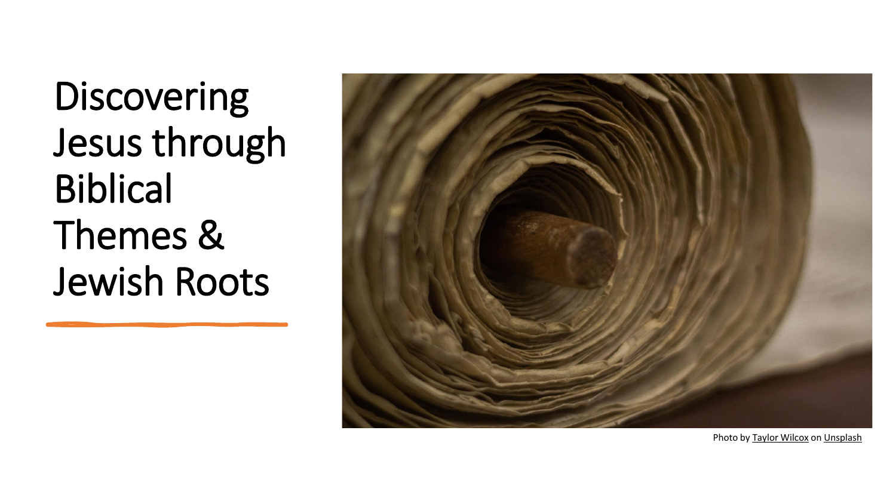# Discovering Jesus through Biblical Themes & Jewish Roots

Photo by Taylor Wilcox on Unsplash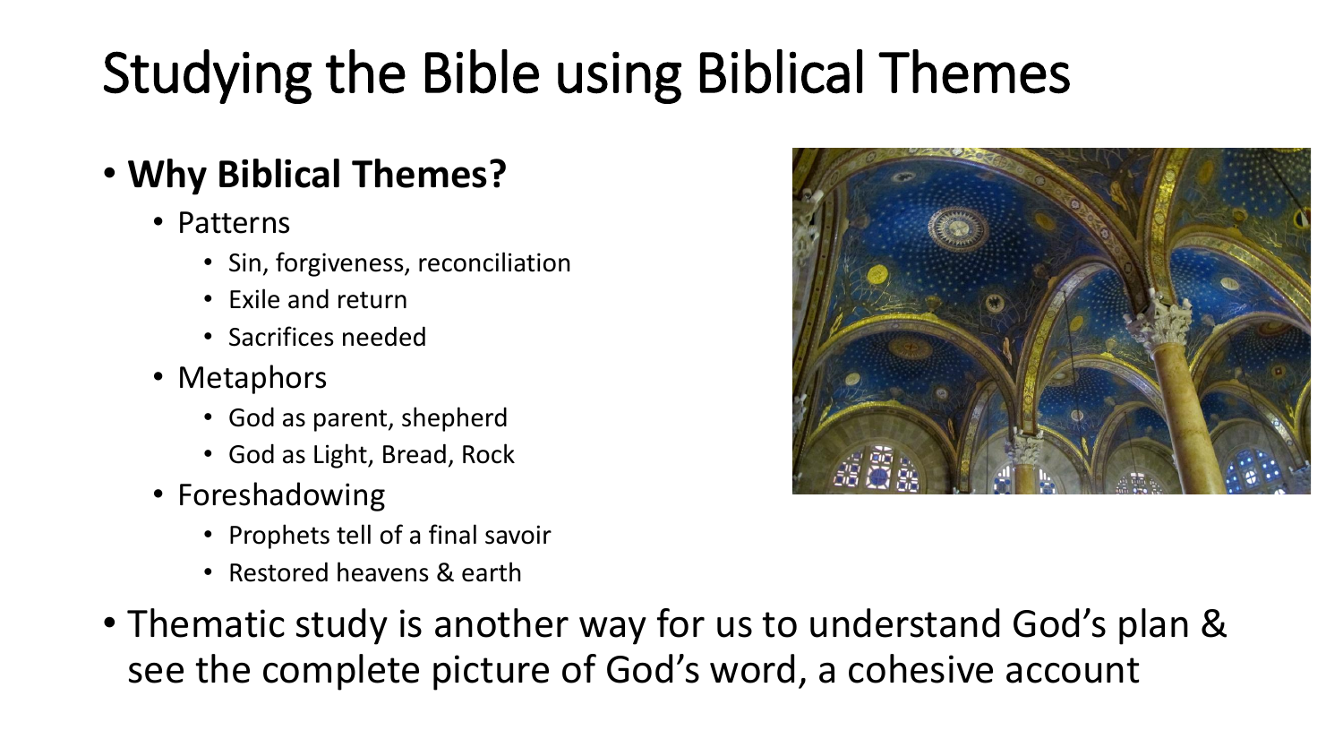# Studying the Bible using Biblical Themes

- **Why Biblical Themes?**
  - Patterns
    - Sin, forgiveness, reconciliation
    - Exile and return
    - Sacrifices needed
  - Metaphors
    - God as parent, shepherd
    - God as Light, Bread, Rock
  - Foreshadowing
    - Prophets tell of a final savoir
    - Restored heavens & earth
- Thematic study is another way for us to understand God's plan & see the complete picture of God's word, a cohesive account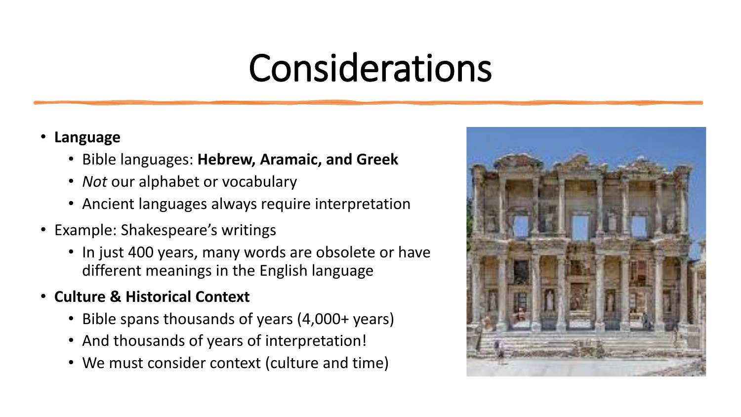# Considerations

- **Language**
  - Bible languages: **Hebrew, Aramaic, and Greek**
  - *Not* our alphabet or vocabulary
  - Ancient languages always require interpretation
- Example: Shakespeare's writings
  - In just 400 years, many words are obsolete or have different meanings in the English language
- **Culture & Historical Context**
  - Bible spans thousands of years (4,000+ years)
  - And thousands of years of interpretation!
  - We must consider context (culture and time)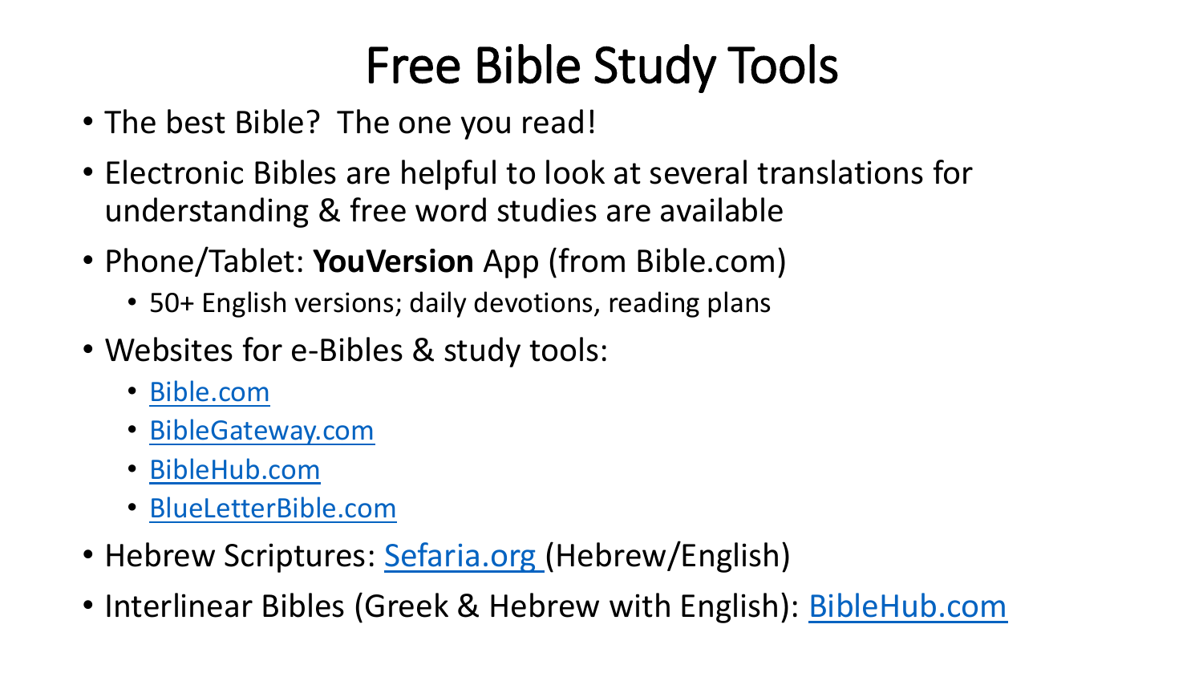# Free Bible Study Tools

- The best Bible?  The one you read!
- Electronic Bibles are helpful to look at several translations for understanding & free word studies are available
- Phone/Tablet: **YouVersion** App (from Bible.com)
  - 50+ English versions; daily devotions, reading plans
- Websites for e-Bibles & study tools:
  - Bible.com
  - BibleGateway.com
  - BibleHub.com
  - BlueLetterBible.com
- Hebrew Scriptures: Sefaria.org (Hebrew/English)
- Interlinear Bibles (Greek & Hebrew with English): BibleHub.com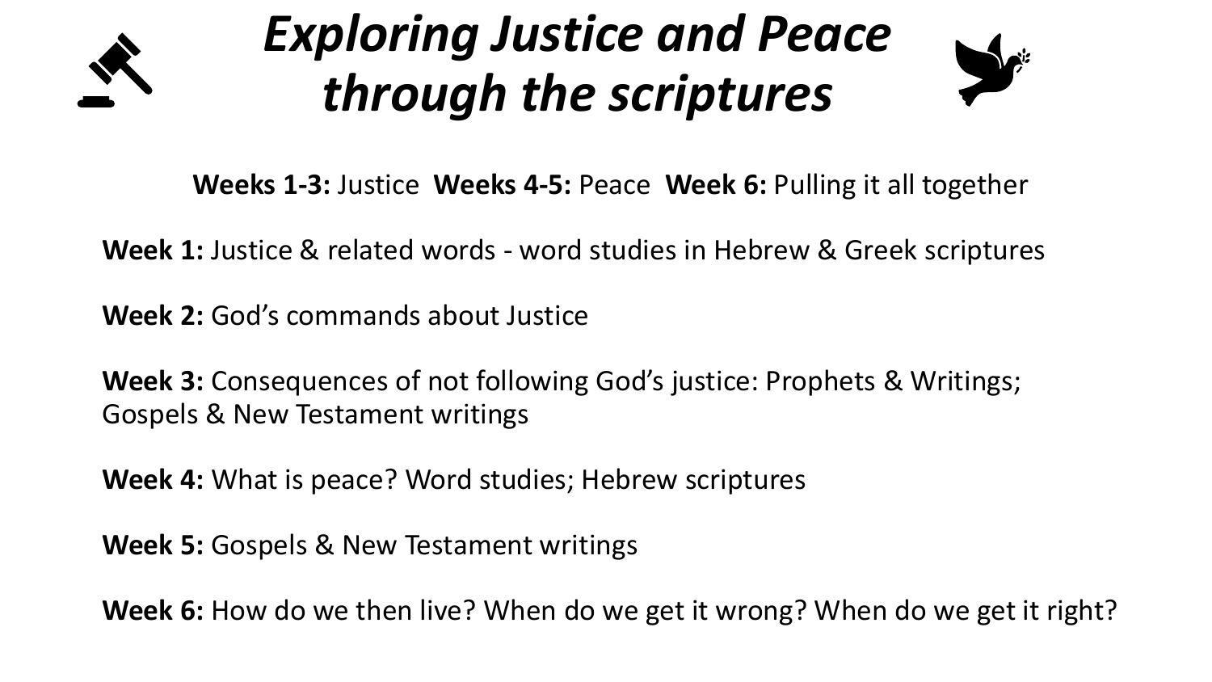# *Exploring Justice and Peace through the scriptures*

**Weeks 1-3:** Justice **Weeks 4-5:** Peace **Week 6:** Pulling it all together

**Week 1:** Justice & related words - word studies in Hebrew & Greek scriptures

**Week 2:** God's commands about Justice

**Week 3:** Consequences of not following God's justice: Prophets & Writings; Gospels & New Testament writings

**Week 4:** What is peace? Word studies; Hebrew scriptures

**Week 5:** Gospels & New Testament writings

**Week 6:** How do we then live? When do we get it wrong? When do we get it right?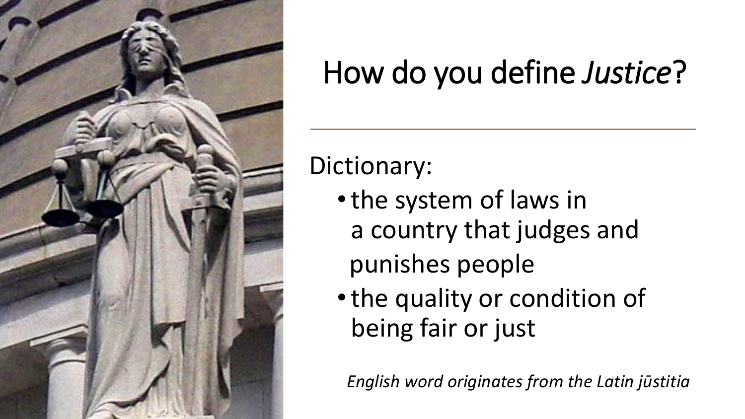# How do you define *Justice*?

Dictionary:

- the system of laws in a country that judges and punishes people
- the quality or condition of being fair or just

*English word originates from the Latin jūstitia*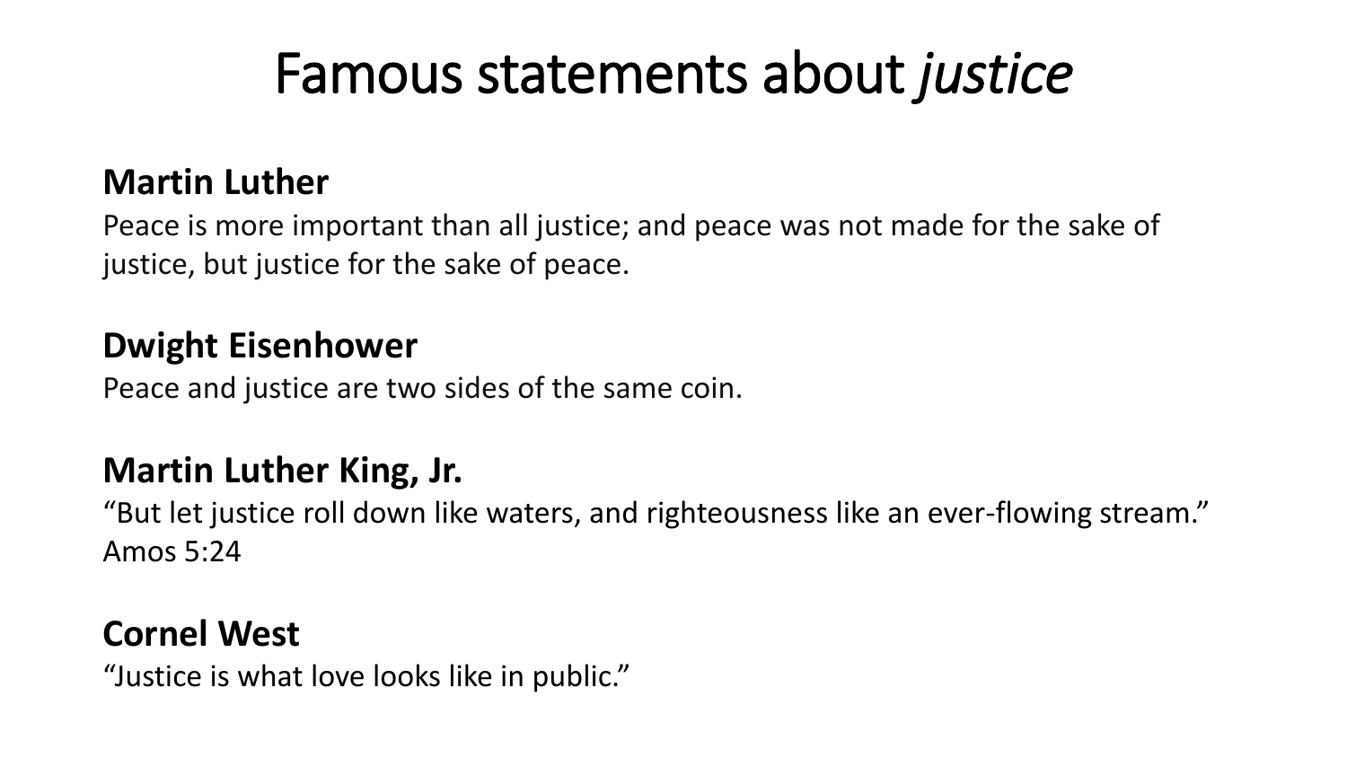# Famous statements about *justice*

**Martin Luther**

Peace is more important than all justice; and peace was not made for the sake of justice, but justice for the sake of peace.

**Dwight Eisenhower**

Peace and justice are two sides of the same coin.

**Martin Luther King, Jr.**

"But let justice roll down like waters, and righteousness like an ever-flowing stream."
Amos 5:24

**Cornel West**

"Justice is what love looks like in public."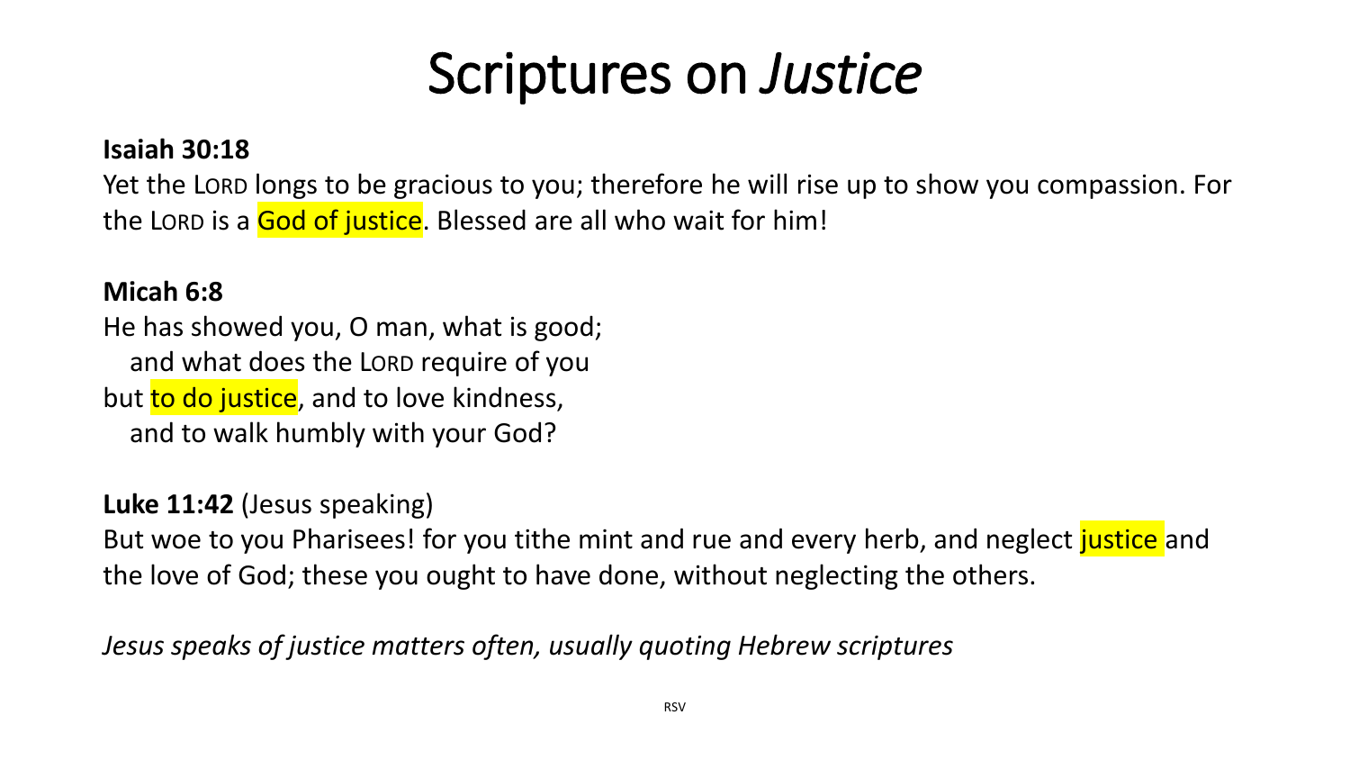# Scriptures on *Justice*

**Isaiah 30:18**

Yet the LORD longs to be gracious to you; therefore he will rise up to show you compassion. For the LORD is a God of justice. Blessed are all who wait for him!

**Micah 6:8**

He has showed you, O man, what is good;
  and what does the LORD require of you
but to do justice, and to love kindness,
  and to walk humbly with your God?

**Luke 11:42** (Jesus speaking)

But woe to you Pharisees! for you tithe mint and rue and every herb, and neglect justice and the love of God; these you ought to have done, without neglecting the others.

*Jesus speaks of justice matters often, usually quoting Hebrew scriptures*

RSV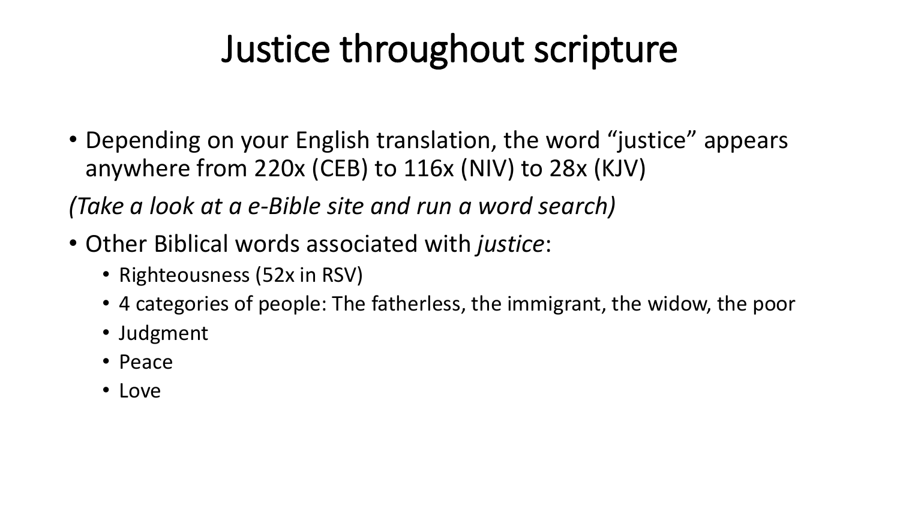# Justice throughout scripture

- Depending on your English translation, the word "justice" appears anywhere from 220x (CEB) to 116x (NIV) to 28x (KJV)

*(Take a look at a e-Bible site and run a word search)*

- Other Biblical words associated with *justice*:
  - Righteousness (52x in RSV)
  - 4 categories of people: The fatherless, the immigrant, the widow, the poor
  - Judgment
  - Peace
  - Love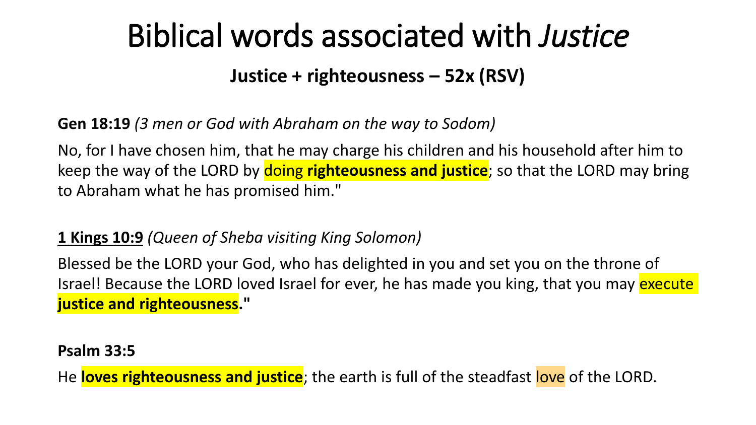# Biblical words associated with *Justice*

## Justice + righteousness – 52x (RSV)

**Gen 18:19** *(3 men or God with Abraham on the way to Sodom)*

No, for I have chosen him, that he may charge his children and his household after him to keep the way of the LORD by doing **righteousness and justice**; so that the LORD may bring to Abraham what he has promised him."

**1 Kings 10:9** *(Queen of Sheba visiting King Solomon)*

Blessed be the LORD your God, who has delighted in you and set you on the throne of Israel! Because the LORD loved Israel for ever, he has made you king, that you may execute **justice and righteousness."**

**Psalm 33:5**

He **loves righteousness and justice**; the earth is full of the steadfast love of the LORD.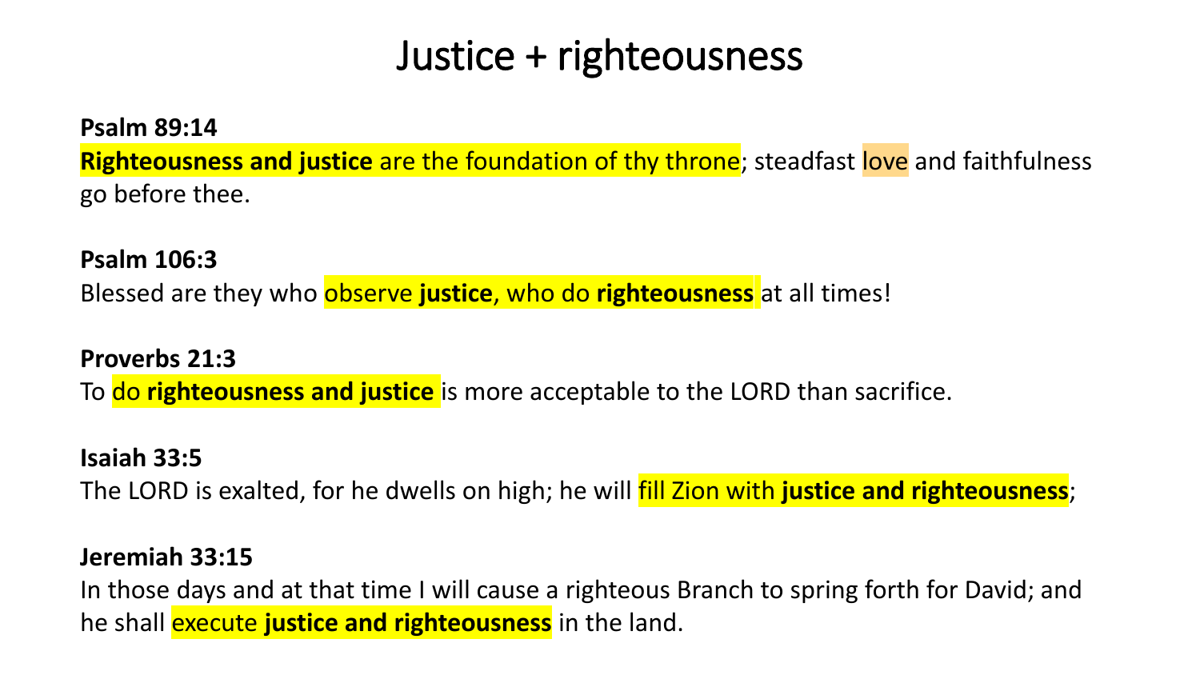# Justice + righteousness

**Psalm 89:14**
**Righteousness and justice** are the foundation of thy throne; steadfast love and faithfulness go before thee.

**Psalm 106:3**
Blessed are they who observe **justice**, who do **righteousness** at all times!

**Proverbs 21:3**
To do **righteousness and justice** is more acceptable to the LORD than sacrifice.

**Isaiah 33:5**
The LORD is exalted, for he dwells on high; he will fill Zion with **justice and righteousness**;

**Jeremiah 33:15**
In those days and at that time I will cause a righteous Branch to spring forth for David; and he shall execute **justice and righteousness** in the land.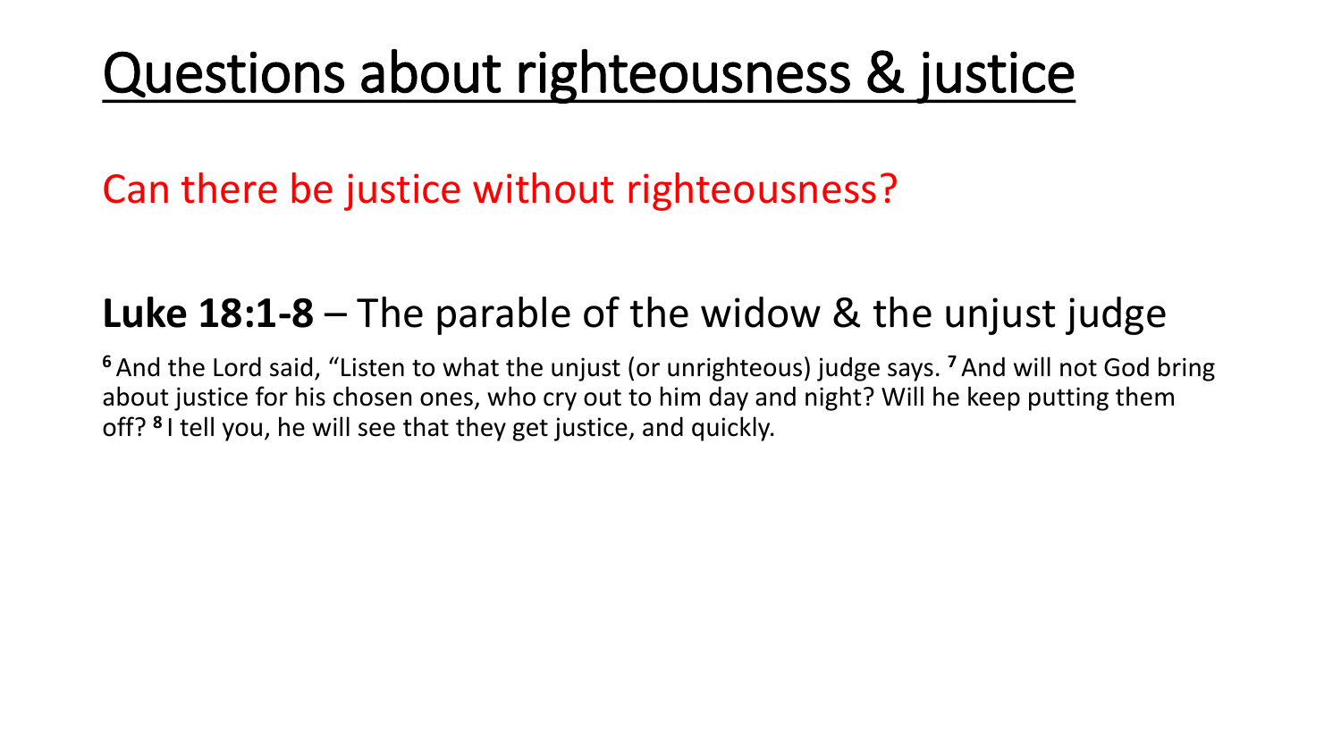# Questions about righteousness & justice

Can there be justice without righteousness?

## **Luke 18:1-8** – The parable of the widow & the unjust judge

[6] And the Lord said, "Listen to what the unjust (or unrighteous) judge says. [7] And will not God bring about justice for his chosen ones, who cry out to him day and night? Will he keep putting them off? [8] I tell you, he will see that they get justice, and quickly.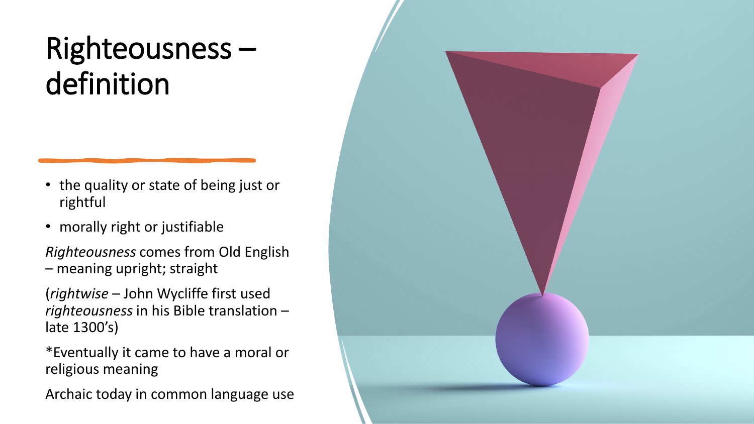# Righteousness – definition

- the quality or state of being just or rightful
- morally right or justifiable

*Righteousness* comes from Old English – meaning upright; straight

(*rightwise* – John Wycliffe first used *righteousness* in his Bible translation – late 1300's)

*Eventually it came to have a moral or religious meaning

Archaic today in common language use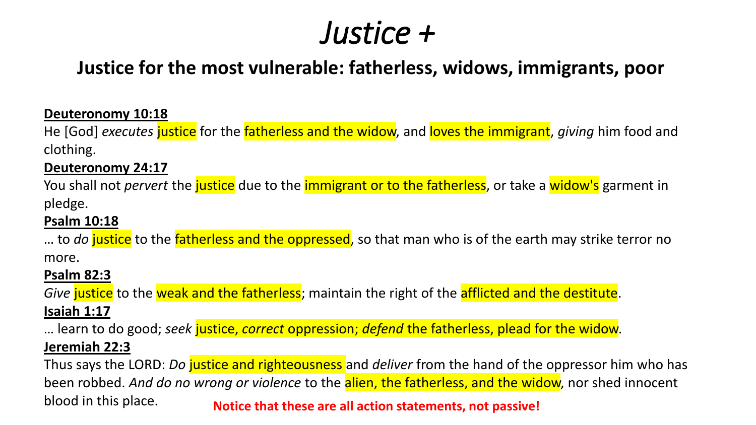# *Justice +*

## Justice for the most vulnerable: fatherless, widows, immigrants, poor

**Deuteronomy 10:18**

He [God] *executes* justice for the fatherless and the widow, and loves the immigrant, *giving* him food and clothing.

**Deuteronomy 24:17**

You shall not *pervert* the justice due to the immigrant or to the fatherless, or take a widow's garment in pledge.

**Psalm 10:18**

… to *do* justice to the fatherless and the oppressed, so that man who is of the earth may strike terror no more.

**Psalm 82:3**

*Give* justice to the weak and the fatherless; maintain the right of the afflicted and the destitute.

**Isaiah 1:17**

… learn to do good; *seek* justice, *correct* oppression; *defend* the fatherless, plead for the widow.

**Jeremiah 22:3**

Thus says the LORD: *Do* justice and righteousness and *deliver* from the hand of the oppressor him who has been robbed. *And do no wrong or violence* to the alien, the fatherless, and the widow, nor shed innocent blood in this place.

**Notice that these are all action statements, not passive!**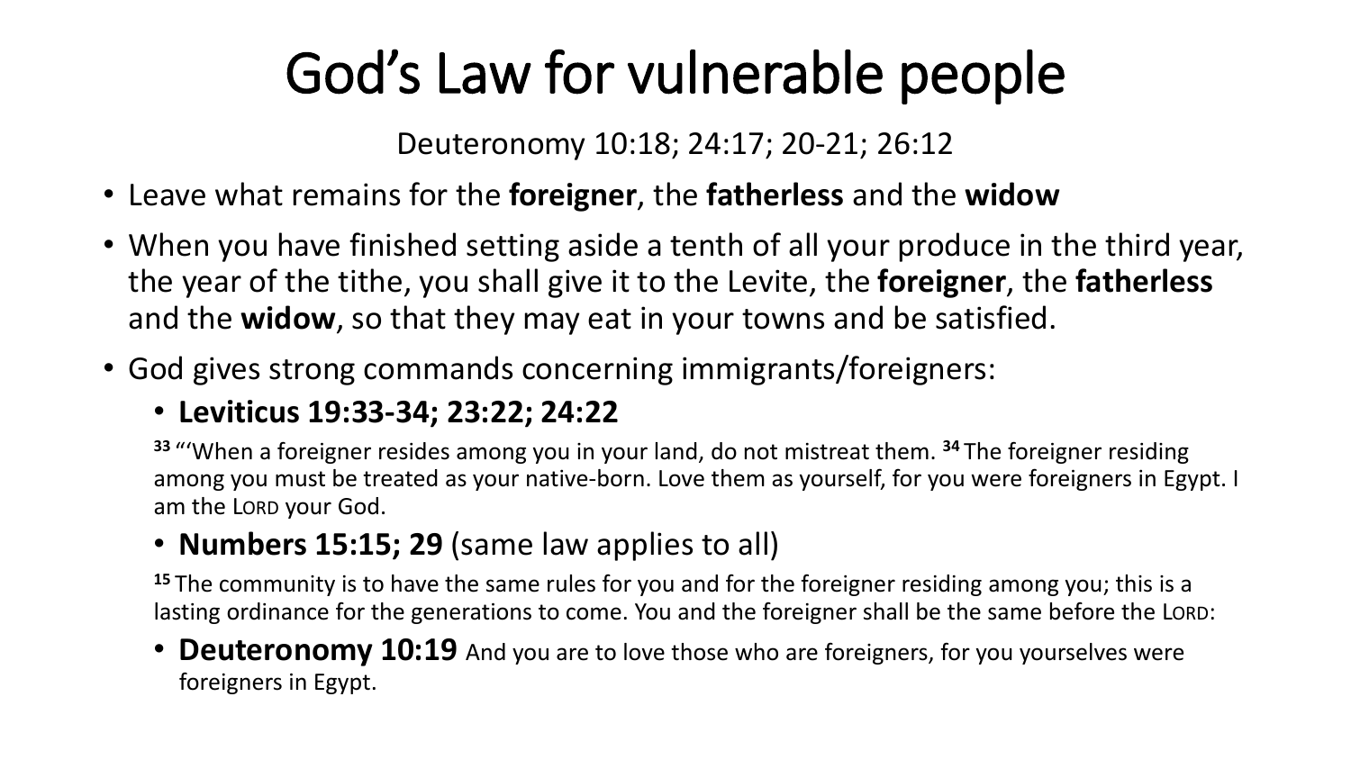# God's Law for vulnerable people

Deuteronomy 10:18; 24:17; 20-21; 26:12

- Leave what remains for the **foreigner**, the **fatherless** and the **widow**
- When you have finished setting aside a tenth of all your produce in the third year, the year of the tithe, you shall give it to the Levite, the **foreigner**, the **fatherless** and the **widow**, so that they may eat in your towns and be satisfied.
- God gives strong commands concerning immigrants/foreigners:
  - **Leviticus 19:33-34; 23:22; 24:22**

    [33] "'When a foreigner resides among you in your land, do not mistreat them. [34] The foreigner residing among you must be treated as your native-born. Love them as yourself, for you were foreigners in Egypt. I am the LORD your God.

  - **Numbers 15:15; 29** (same law applies to all)

    [15] The community is to have the same rules for you and for the foreigner residing among you; this is a lasting ordinance for the generations to come. You and the foreigner shall be the same before the LORD:

  - **Deuteronomy 10:19** And you are to love those who are foreigners, for you yourselves were foreigners in Egypt.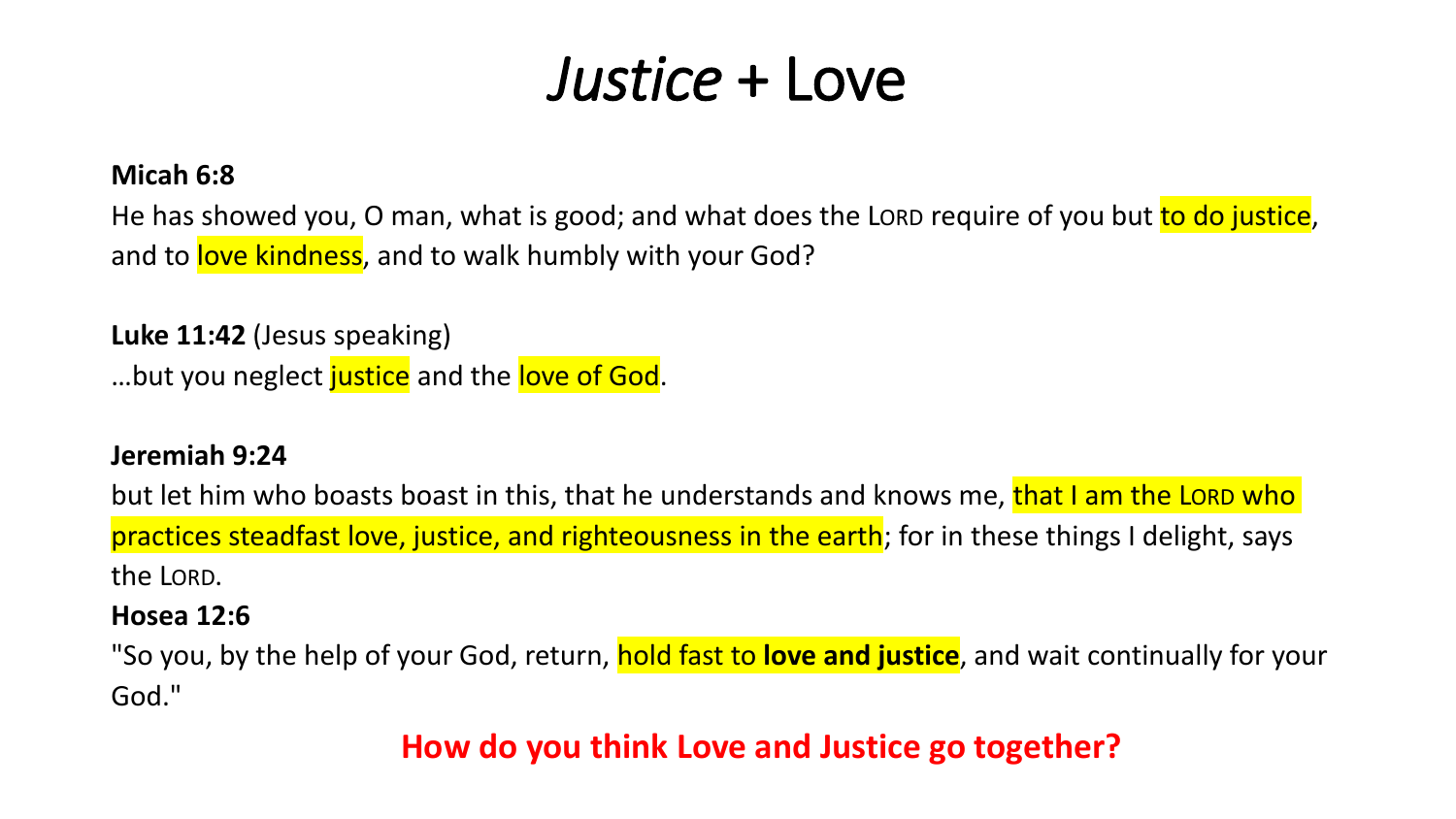# *Justice* + Love

**Micah 6:8**
He has showed you, O man, what is good; and what does the LORD require of you but to do justice, and to love kindness, and to walk humbly with your God?

**Luke 11:42** (Jesus speaking)
…but you neglect justice and the love of God.

**Jeremiah 9:24**
but let him who boasts boast in this, that he understands and knows me, that I am the LORD who practices steadfast love, justice, and righteousness in the earth; for in these things I delight, says the LORD.

**Hosea 12:6**
"So you, by the help of your God, return, hold fast to **love and justice**, and wait continually for your God."

**How do you think Love and Justice go together?**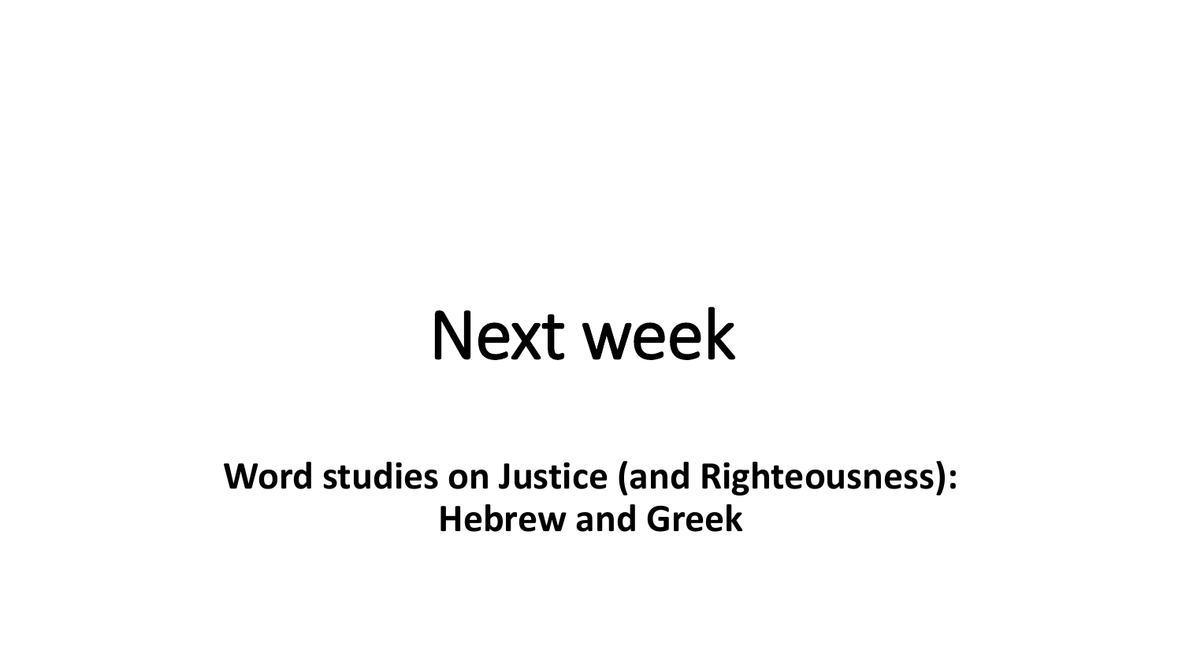# Next week

**Word studies on Justice (and Righteousness): Hebrew and Greek**